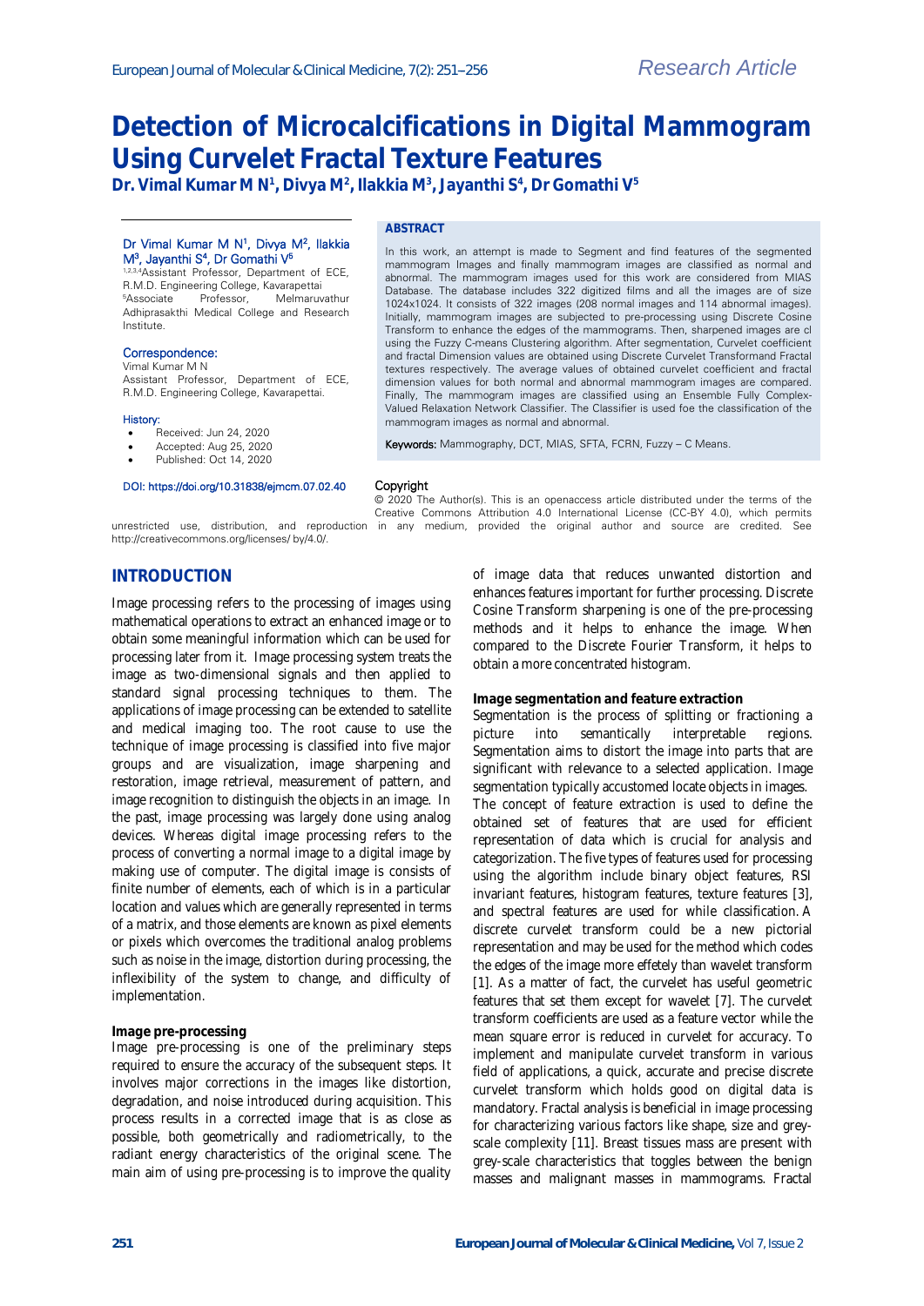# Detection of Microcalcifications in Digital Mammogram Using Curvelet Fractal Texture Features

**Dr. Vimal Kumar M N[1], Divya M[2], Ilakkia M[3], Jayanthi S[4], Dr Gomathi V[5]**

Dr Vimal Kumar M N[1], Divya M[2], Ilakkia M[3], Jayanthi S[4], Dr Gomathi V[5]
[1,2,3,4]Assistant Professor, Department of ECE, R.M.D. Engineering College, Kavarapettai
[5]Associate Professor, Melmaruvathur Adhiprasakthi Medical College and Research Institute.

**Correspondence:**
Vimal Kumar M N
Assistant Professor, Department of ECE, R.M.D. Engineering College, Kavarapettai.

**History:**

- Received: Jun 24, 2020
- Accepted: Aug 25, 2020
- Published: Oct 14, 2020

DOI: https://doi.org/10.31838/ejmcm.07.02.40

## ABSTRACT

In this work, an attempt is made to Segment and find features of the segmented mammogram Images and finally mammogram images are classified as normal and abnormal. The mammogram images used for this work are considered from MIAS Database. The database includes 322 digitized films and all the images are of size 1024x1024. It consists of 322 images (208 normal images and 114 abnormal images). Initially, mammogram images are subjected to pre-processing using Discrete Cosine Transform to enhance the edges of the mammograms. Then, sharpened images are cl using the Fuzzy C-means Clustering algorithm. After segmentation, Curvelet coefficient and fractal Dimension values are obtained using Discrete Curvelet Transformand Fractal textures respectively. The average values of obtained curvelet coefficient and fractal dimension values for both normal and abnormal mammogram images are compared. Finally, The mammogram images are classified using an Ensemble Fully Complex-Valued Relaxation Network Classifier. The Classifier is used foe the classification of the mammogram images as normal and abnormal.

**Keywords:** Mammography, DCT, MIAS, SFTA, FCRN, Fuzzy – C Means.

**Copyright**
© 2020 The Author(s). This is an openaccess article distributed under the terms of the Creative Commons Attribution 4.0 International License (CC-BY 4.0), which permits unrestricted use, distribution, and reproduction in any medium, provided the original author and source are credited. See http://creativecommons.org/licenses/ by/4.0/.

## INTRODUCTION

Image processing refers to the processing of images using mathematical operations to extract an enhanced image or to obtain some meaningful information which can be used for processing later from it. Image processing system treats the image as two-dimensional signals and then applied to standard signal processing techniques to them. The applications of image processing can be extended to satellite and medical imaging too. The root cause to use the technique of image processing is classified into five major groups and are visualization, image sharpening and restoration, image retrieval, measurement of pattern, and image recognition to distinguish the objects in an image. In the past, image processing was largely done using analog devices. Whereas digital image processing refers to the process of converting a normal image to a digital image by making use of computer. The digital image is consists of finite number of elements, each of which is in a particular location and values which are generally represented in terms of a matrix, and those elements are known as pixel elements or pixels which overcomes the traditional analog problems such as noise in the image, distortion during processing, the inflexibility of the system to change, and difficulty of implementation.

### Image pre-processing

Image pre-processing is one of the preliminary steps required to ensure the accuracy of the subsequent steps. It involves major corrections in the images like distortion, degradation, and noise introduced during acquisition. This process results in a corrected image that is as close as possible, both geometrically and radiometrically, to the radiant energy characteristics of the original scene. The main aim of using pre-processing is to improve the quality of image data that reduces unwanted distortion and enhances features important for further processing. Discrete Cosine Transform sharpening is one of the pre-processing methods and it helps to enhance the image. When compared to the Discrete Fourier Transform, it helps to obtain a more concentrated histogram.

### Image segmentation and feature extraction

Segmentation is the process of splitting or fractioning a picture into semantically interpretable regions. Segmentation aims to distort the image into parts that are significant with relevance to a selected application. Image segmentation typically accustomed locate objects in images. The concept of feature extraction is used to define the obtained set of features that are used for efficient representation of data which is crucial for analysis and categorization. The five types of features used for processing using the algorithm include binary object features, RSI invariant features, histogram features, texture features [3], and spectral features are used for while classification. A discrete curvelet transform could be a new pictorial representation and may be used for the method which codes the edges of the image more effetely than wavelet transform [1]. As a matter of fact, the curvelet has useful geometric features that set them except for wavelet [7]. The curvelet transform coefficients are used as a feature vector while the mean square error is reduced in curvelet for accuracy. To implement and manipulate curvelet transform in various field of applications, a quick, accurate and precise discrete curvelet transform which holds good on digital data is mandatory. Fractal analysis is beneficial in image processing for characterizing various factors like shape, size and grey-scale complexity [11]. Breast tissues mass are present with grey-scale characteristics that toggles between the benign masses and malignant masses in mammograms. Fractal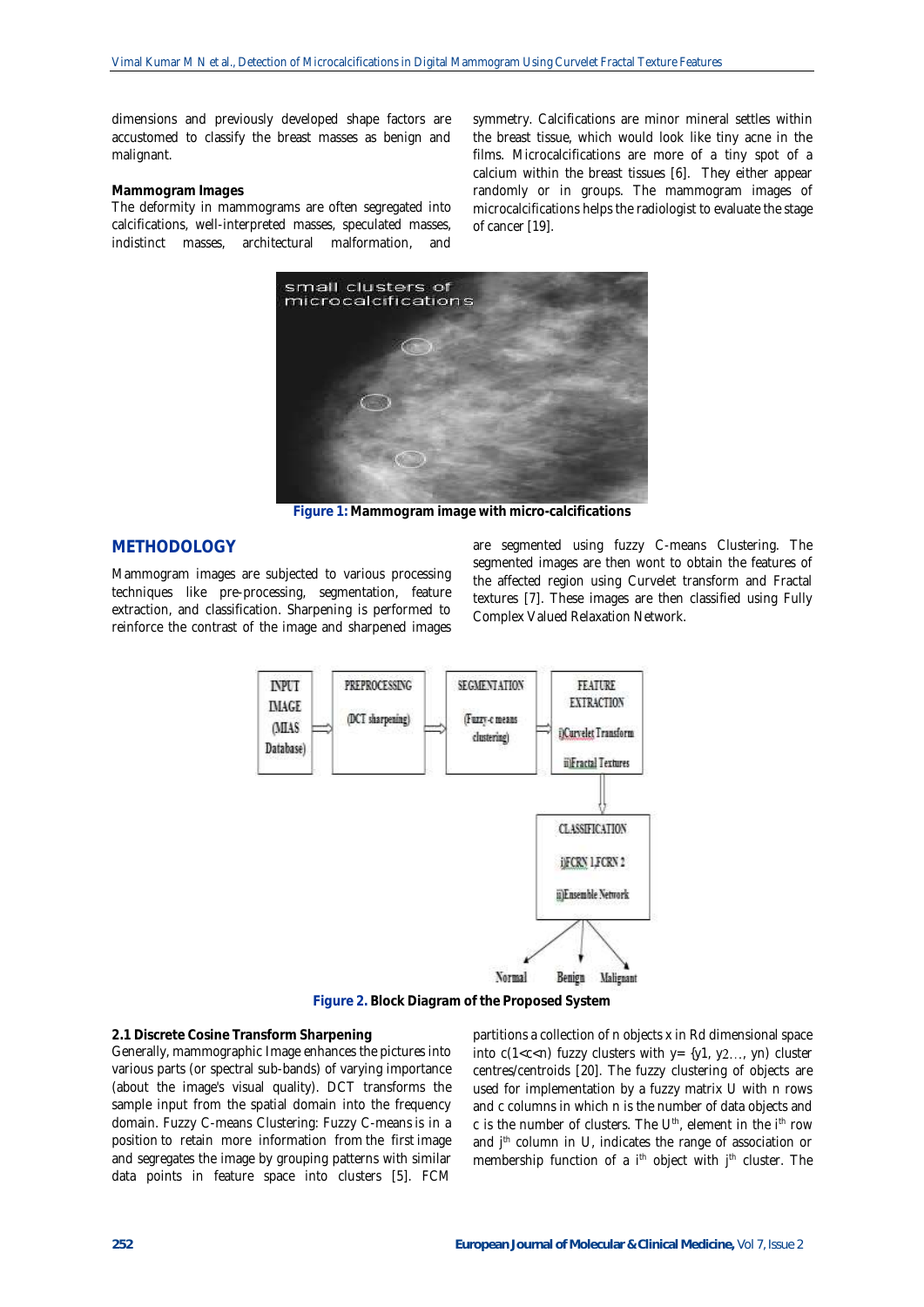dimensions and previously developed shape factors are accustomed to classify the breast masses as benign and malignant.

**Mammogram Images**

The deformity in mammograms are often segregated into calcifications, well-interpreted masses, speculated masses, indistinct masses, architectural malformation, and symmetry. Calcifications are minor mineral settles within the breast tissue, which would look like tiny acne in the films. Microcalcifications are more of a tiny spot of a calcium within the breast tissues [6]. They either appear randomly or in groups. The mammogram images of microcalcifications helps the radiologist to evaluate the stage of cancer [19].

**Figure 1:** Mammogram image with micro-calcifications

## METHODOLOGY

Mammogram images are subjected to various processing techniques like pre-processing, segmentation, feature extraction, and classification. Sharpening is performed to reinforce the contrast of the image and sharpened images are segmented using fuzzy C-means Clustering. The segmented images are then wont to obtain the features of the affected region using Curvelet transform and Fractal textures [7]. These images are then classified using Fully Complex Valued Relaxation Network.

**Figure 2.** Block Diagram of the Proposed System

**2.1 Discrete Cosine Transform Sharpening**

Generally, mammographic Image enhances the pictures into various parts (or spectral sub-bands) of varying importance (about the image's visual quality). DCT transforms the sample input from the spatial domain into the frequency domain. Fuzzy C-means Clustering: Fuzzy C-means is in a position to retain more information from the first image and segregates the image by grouping patterns with similar data points in feature space into clusters [5]. FCM partitions a collection of n objects x in Rd dimensional space into $c(1<c<n)$ fuzzy clusters with $y=\{y1, y2..., yn)$ cluster centres/centroids [20]. The fuzzy clustering of objects are used for implementation by a fuzzy matrix U with n rows and c columns in which n is the number of data objects and c is the number of clusters. The $U^{th}$, element in the $i^{th}$ row and $j^{th}$ column in U, indicates the range of association or membership function of a $i^{th}$ object with $j^{th}$ cluster. The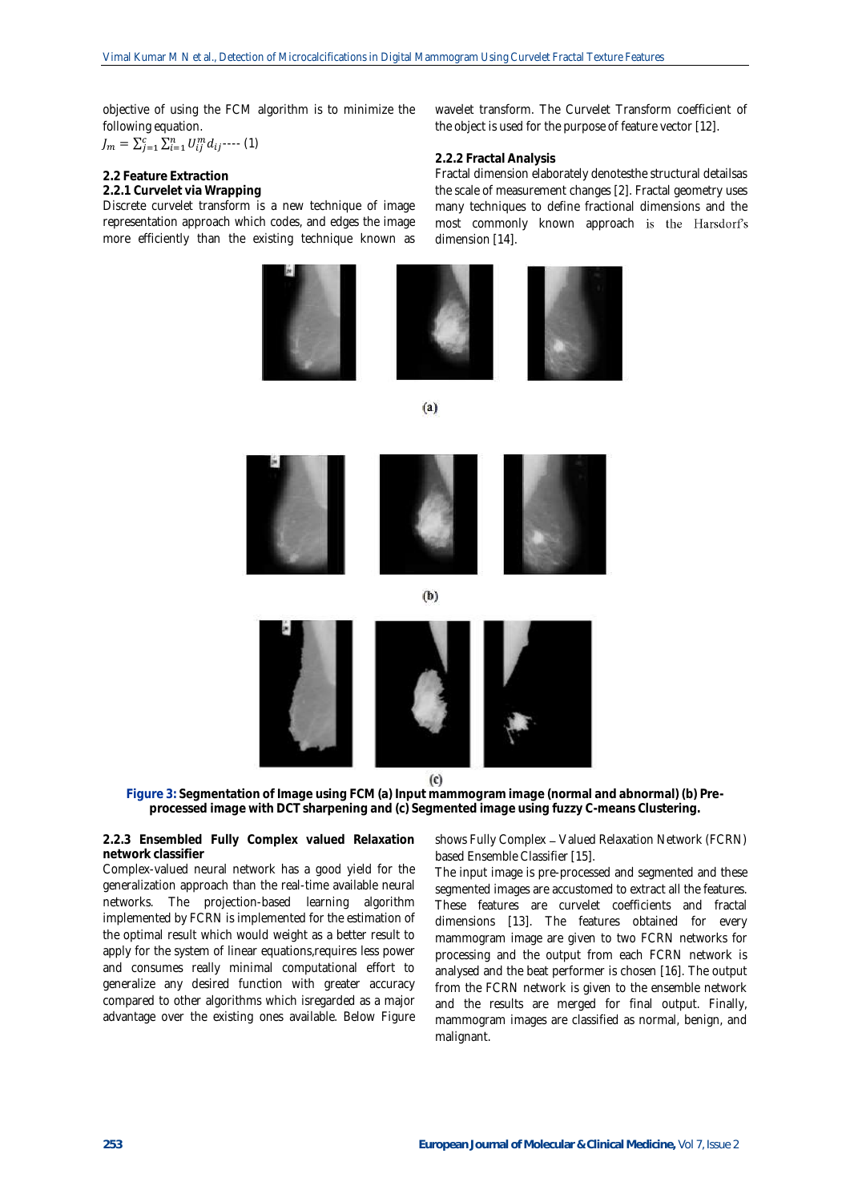objective of using the FCM algorithm is to minimize the following equation.

$J_m = \sum_{j=1}^{c} \sum_{i=1}^{n} U_{ij}^{m} d_{ij}$---- (1)

### 2.2 Feature Extraction

#### 2.2.1 Curvelet via Wrapping

Discrete curvelet transform is a new technique of image representation approach which codes, and edges the image more efficiently than the existing technique known as wavelet transform. The Curvelet Transform coefficient of the object is used for the purpose of feature vector [12].

#### 2.2.2 Fractal Analysis

Fractal dimension elaborately denotesthe structural detailsas the scale of measurement changes [2]. Fractal geometry uses many techniques to define fractional dimensions and the most commonly known approach is the Harsdorf's dimension [14].

(a)

(b)

(c)

**Figure 3: Segmentation of Image using FCM (a) Input mammogram image (normal and abnormal) (b) Pre-processed image with DCT sharpening and (c) Segmented image using fuzzy C-means Clustering.**

#### 2.2.3 Ensembled Fully Complex valued Relaxation network classifier

Complex-valued neural network has a good yield for the generalization approach than the real-time available neural networks. The projection-based learning algorithm implemented by FCRN is implemented for the estimation of the optimal result which would weight as a better result to apply for the system of linear equations,requires less power and consumes really minimal computational effort to generalize any desired function with greater accuracy compared to other algorithms which isregarded as a major advantage over the existing ones available. Below Figure shows Fully Complex – Valued Relaxation Network (FCRN) based Ensemble Classifier [15].

The input image is pre-processed and segmented and these segmented images are accustomed to extract all the features. These features are curvelet coefficients and fractal dimensions [13]. The features obtained for every mammogram image are given to two FCRN networks for processing and the output from each FCRN network is analysed and the beat performer is chosen [16]. The output from the FCRN network is given to the ensemble network and the results are merged for final output. Finally, mammogram images are classified as normal, benign, and malignant.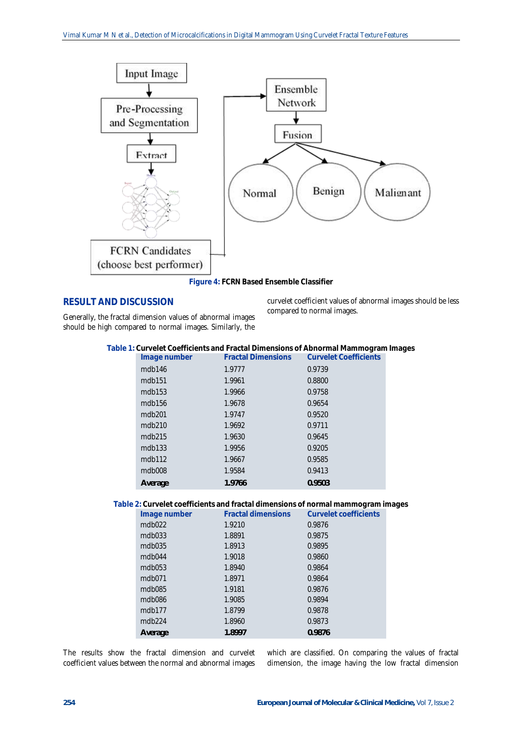Figure 4: FCRN Based Ensemble Classifier

## RESULT AND DISCUSSION

Generally, the fractal dimension values of abnormal images should be high compared to normal images. Similarly, the curvelet coefficient values of abnormal images should be less compared to normal images.

Table 1: Curvelet Coefficients and Fractal Dimensions of Abnormal Mammogram Images

| Image number | Fractal Dimensions | Curvelet Coefficients |
|---|---|---|
| mdb146 | 1.9777 | 0.9739 |
| mdb151 | 1.9961 | 0.8800 |
| mdb153 | 1.9966 | 0.9758 |
| mdb156 | 1.9678 | 0.9654 |
| mdb201 | 1.9747 | 0.9520 |
| mdb210 | 1.9692 | 0.9711 |
| mdb215 | 1.9630 | 0.9645 |
| mdb133 | 1.9956 | 0.9205 |
| mdb112 | 1.9667 | 0.9585 |
| mdb008 | 1.9584 | 0.9413 |
| **Average** | **1.9766** | **0.9503** |

Table 2: Curvelet coefficients and fractal dimensions of normal mammogram images

| Image number | Fractal dimensions | Curvelet coefficients |
|---|---|---|
| mdb022 | 1.9210 | 0.9876 |
| mdb033 | 1.8891 | 0.9875 |
| mdb035 | 1.8913 | 0.9895 |
| mdb044 | 1.9018 | 0.9860 |
| mdb053 | 1.8940 | 0.9864 |
| mdb071 | 1.8971 | 0.9864 |
| mdb085 | 1.9181 | 0.9876 |
| mdb086 | 1.9085 | 0.9894 |
| mdb177 | 1.8799 | 0.9878 |
| mdb224 | 1.8960 | 0.9873 |
| **Average** | **1.8997** | **0.9876** |

The results show the fractal dimension and curvelet coefficient values between the normal and abnormal images which are classified. On comparing the values of fractal dimension, the image having the low fractal dimension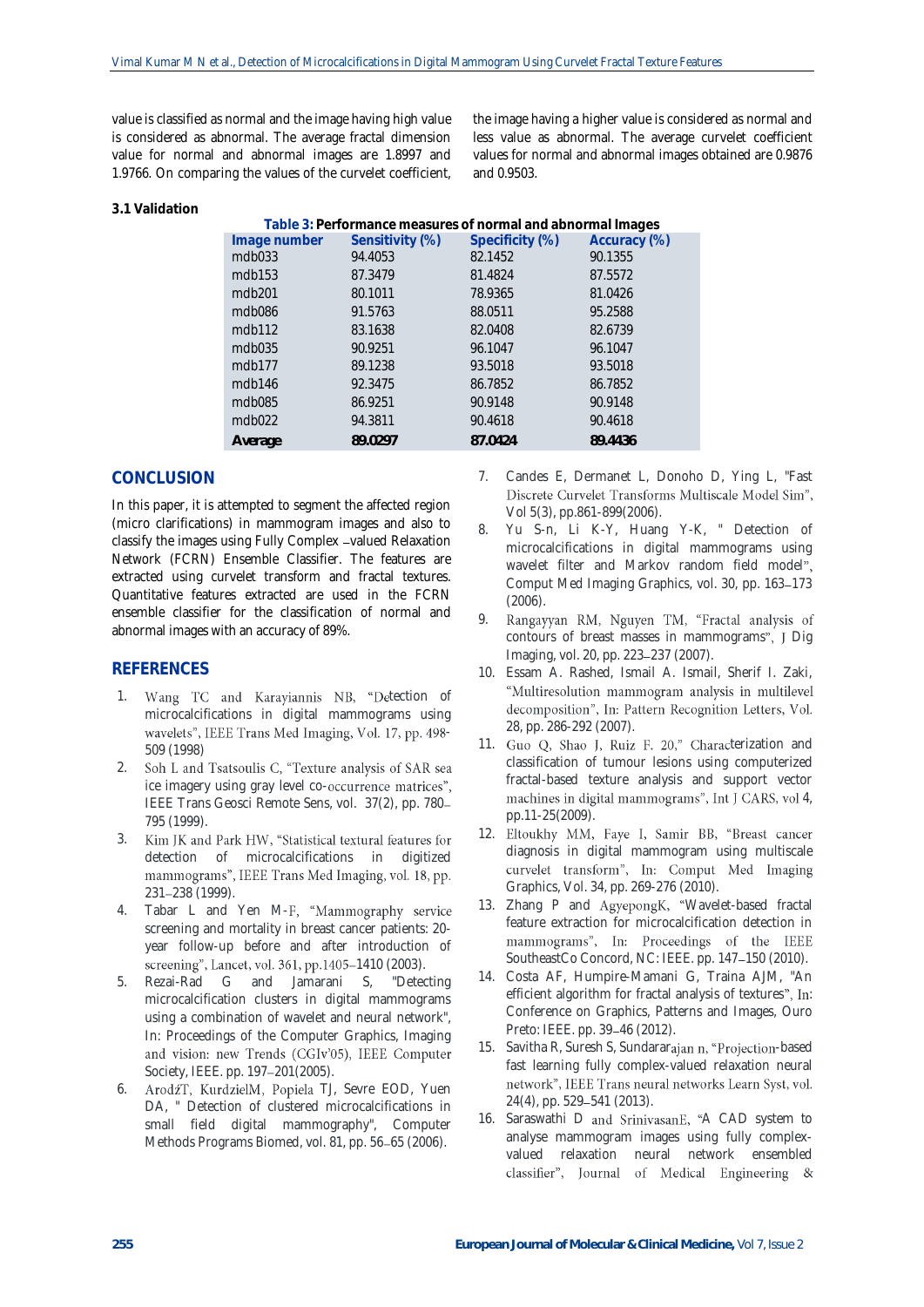value is classified as normal and the image having high value is considered as abnormal. The average fractal dimension value for normal and abnormal images are 1.8997 and 1.9766. On comparing the values of the curvelet coefficient, the image having a higher value is considered as normal and less value as abnormal. The average curvelet coefficient values for normal and abnormal images obtained are 0.9876 and 0.9503.

### 3.1 Validation

**Table 3: Performance measures of normal and abnormal Images**

| Image number | Sensitivity (%) | Specificity (%) | Accuracy (%) |
|---|---|---|---|
| mdb033 | 94.4053 | 82.1452 | 90.1355 |
| mdb153 | 87.3479 | 81.4824 | 87.5572 |
| mdb201 | 80.1011 | 78.9365 | 81.0426 |
| mdb086 | 91.5763 | 88.0511 | 95.2588 |
| mdb112 | 83.1638 | 82.0408 | 82.6739 |
| mdb035 | 90.9251 | 96.1047 | 96.1047 |
| mdb177 | 89.1238 | 93.5018 | 93.5018 |
| mdb146 | 92.3475 | 86.7852 | 86.7852 |
| mdb085 | 86.9251 | 90.9148 | 90.9148 |
| mdb022 | 94.3811 | 90.4618 | 90.4618 |
| **Average** | **89.0297** | **87.0424** | **89.4436** |

## CONCLUSION

In this paper, it is attempted to segment the affected region (micro clarifications) in mammogram images and also to classify the images using Fully Complex –valued Relaxation Network (FCRN) Ensemble Classifier. The features are extracted using curvelet transform and fractal textures. Quantitative features extracted are used in the FCRN ensemble classifier for the classification of normal and abnormal images with an accuracy of 89%.

## REFERENCES

1. Wang TC and Karayiannis NB, "Detection of microcalcifications in digital mammograms using wavelets", IEEE Trans Med Imaging, Vol. 17, pp. 498-509 (1998)
2. Soh L and Tsatsoulis C, "Texture analysis of SAR sea ice imagery using gray level co-occurrence matrices", IEEE Trans Geosci Remote Sens, vol. 37(2), pp. 780–795 (1999).
3. Kim JK and Park HW, "Statistical textural features for detection of microcalcifications in digitized mammograms", IEEE Trans Med Imaging, vol. 18, pp. 231–238 (1999).
4. Tabar L and Yen M-F, "Mammography service screening and mortality in breast cancer patients: 20-year follow-up before and after introduction of screening", Lancet, vol. 361, pp.1405–1410 (2003).
5. Rezai-Rad G and Jamarani S, "Detecting microcalcification clusters in digital mammograms using a combination of wavelet and neural network", In: Proceedings of the Computer Graphics, Imaging and vision: new Trends (CGIv'05), IEEE Computer Society, IEEE. pp. 197–201(2005).
6. ArodźT, KurdzielM, Popiela TJ, Sevre EOD, Yuen DA, " Detection of clustered microcalcifications in small field digital mammography", Computer Methods Programs Biomed, vol. 81, pp. 56–65 (2006).
7. Candes E, Dermanet L, Donoho D, Ying L, "Fast Discrete Curvelet Transforms Multiscale Model Sim", Vol 5(3), pp.861-899(2006).
8. Yu S-n, Li K-Y, Huang Y-K, " Detection of microcalcifications in digital mammograms using wavelet filter and Markov random field model", Comput Med Imaging Graphics, vol. 30, pp. 163–173 (2006).
9. Rangayyan RM, Nguyen TM, "Fractal analysis of contours of breast masses in mammograms", J Dig Imaging, vol. 20, pp. 223–237 (2007).
10. Essam A. Rashed, Ismail A. Ismail, Sherif I. Zaki, "Multiresolution mammogram analysis in multilevel decomposition", In: Pattern Recognition Letters, Vol. 28, pp. 286-292 (2007).
11. Guo Q, Shao J, Ruiz F. 20," Characterization and classification of tumour lesions using computerized fractal-based texture analysis and support vector machines in digital mammograms", Int J CARS, vol 4, pp.11-25(2009).
12. Eltoukhy MM, Faye I, Samir BB, "Breast cancer diagnosis in digital mammogram using multiscale curvelet transform", In: Comput Med Imaging Graphics, Vol. 34, pp. 269-276 (2010).
13. Zhang P and AgyepongK, "Wavelet-based fractal feature extraction for microcalcification detection in mammograms", In: Proceedings of the IEEE SoutheastCo Concord, NC: IEEE. pp. 147–150 (2010).
14. Costa AF, Humpire-Mamani G, Traina AJM, "An efficient algorithm for fractal analysis of textures", In: Conference on Graphics, Patterns and Images, Ouro Preto: IEEE. pp. 39–46 (2012).
15. Savitha R, Suresh S, Sundararajan n, "Projection-based fast learning fully complex-valued relaxation neural network", IEEE Trans neural networks Learn Syst, vol. 24(4), pp. 529–541 (2013).
16. Saraswathi D and SrinivasanE, "A CAD system to analyse mammogram images using fully complex-valued relaxation neural network ensembled classifier", Journal of Medical Engineering &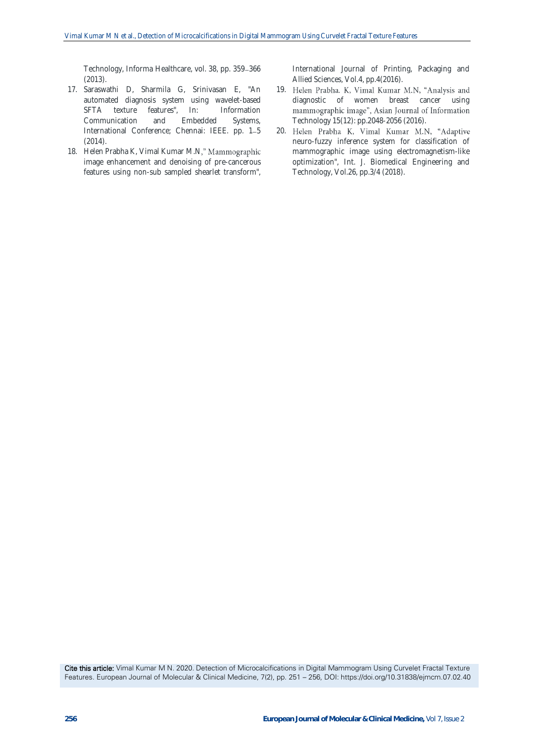Technology, Informa Healthcare, vol. 38, pp. 359–366 (2013).

17. Saraswathi D, Sharmila G, Srinivasan E, "An automated diagnosis system using wavelet-based SFTA texture features", In: Information Communication and Embedded Systems, International Conference; Chennai: IEEE. pp. 1–5 (2014).
18. Helen Prabha K, Vimal Kumar M.N," Mammographic image enhancement and denoising of pre-cancerous features using non-sub sampled shearlet transform", International Journal of Printing, Packaging and Allied Sciences, Vol.4, pp.4(2016).
19. Helen Prabha. K, Vimal Kumar M.N, "Analysis and diagnostic of women breast cancer using mammographic image", Asian Journal of Information Technology 15(12): pp.2048-2056 (2016).
20. Helen Prabha K, Vimal Kumar M.N, "Adaptive neuro-fuzzy inference system for classification of mammographic image using electromagnetism-like optimization", Int. J. Biomedical Engineering and Technology, Vol.26, pp.3/4 (2018).

**Cite this article:** Vimal Kumar M N. 2020. Detection of Microcalcifications in Digital Mammogram Using Curvelet Fractal Texture Features. European Journal of Molecular & Clinical Medicine, 7(2), pp. 251 – 256, DOI: https://doi.org/10.31838/ejmcm.07.02.40